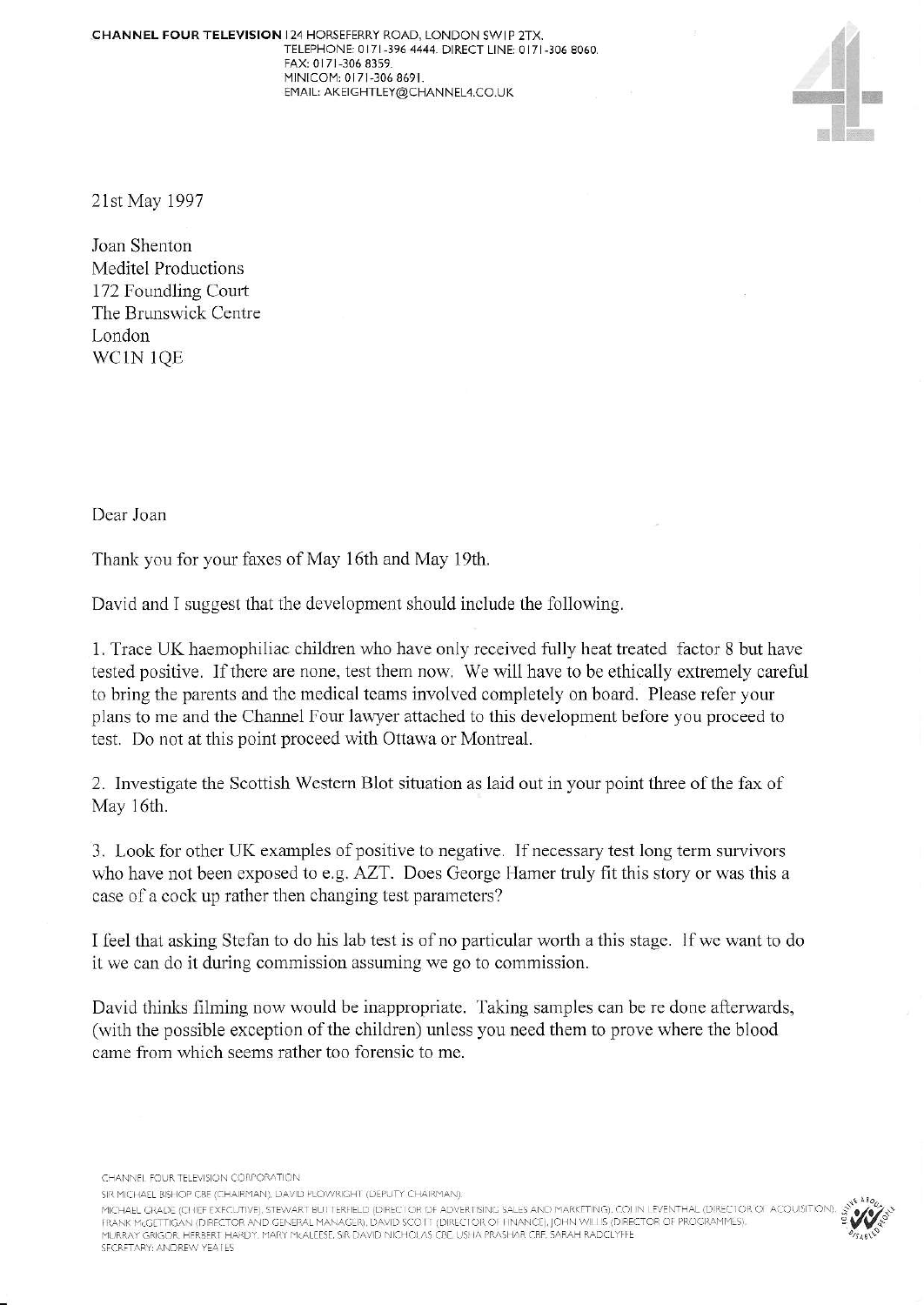**CHANNEL FOUR TELEVISION** 124 HORSEFERRY ROAD, LONDON SW1P 2TX.
TELEPHONE: 0171-396 4444. DIRECT LINE: 0171-306 8060.
FAX: 0171-306 8359.
MINICOM: 0171-306 8691.
EMAIL: AKEIGHTLEY@CHANNEL4.CO.UK

21st May 1997

Joan Shenton
Meditel Productions
172 Foundling Court
The Brunswick Centre
London
WC1N 1QE

Dear Joan

Thank you for your faxes of May 16th and May 19th.

David and I suggest that the development should include the following.

1. Trace UK haemophiliac children who have only received fully heat treated factor 8 but have tested positive. If there are none, test them now. We will have to be ethically extremely careful to bring the parents and the medical teams involved completely on board. Please refer your plans to me and the Channel Four lawyer attached to this development before you proceed to test. Do not at this point proceed with Ottawa or Montreal.

2. Investigate the Scottish Western Blot situation as laid out in your point three of the fax of May 16th.

3. Look for other UK examples of positive to negative. If necessary test long term survivors who have not been exposed to e.g. AZT. Does George Hamer truly fit this story or was this a case of a cock up rather then changing test parameters?

I feel that asking Stefan to do his lab test is of no particular worth a this stage. If we want to do it we can do it during commission assuming we go to commission.

David thinks filming now would be inappropriate. Taking samples can be re done afterwards, (with the possible exception of the children) unless you need them to prove where the blood came from which seems rather too forensic to me.

CHANNEL FOUR TELEVISION CORPORATION
SIR MICHAEL BISHOP CBE (CHAIRMAN), DAVID PLOWRIGHT (DEPUTY CHAIRMAN),
MICHAEL GRADE (CHIEF EXECUTIVE), STEWART BUTTERFIELD (DIRECTOR OF ADVERTISING SALES AND MARKETING), COLIN LEVENTHAL (DIRECTOR OF ACQUISITION), FRANK McGETTIGAN (DIRECTOR AND GENERAL MANAGER), DAVID SCOTT (DIRECTOR OF FINANCE), JOHN WILLIS (DIRECTOR OF PROGRAMMES),
MURRAY GRIGOR, HERBERT HARDY, MARY McALEESE, SIR DAVID NICHOLAS CBE, USHA PRASHAR CBE, SARAH RADCLYFFE
SECRETARY: ANDREW YEATES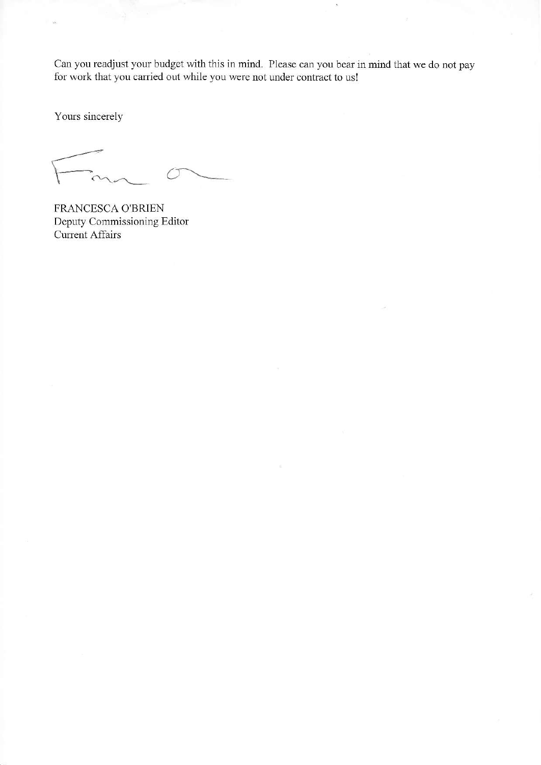Can you readjust your budget with this in mind. Please can you bear in mind that we do not pay for work that you carried out while you were not under contract to us!

Yours sincerely

FRANCESCA O'BRIEN
Deputy Commissioning Editor
Current Affairs